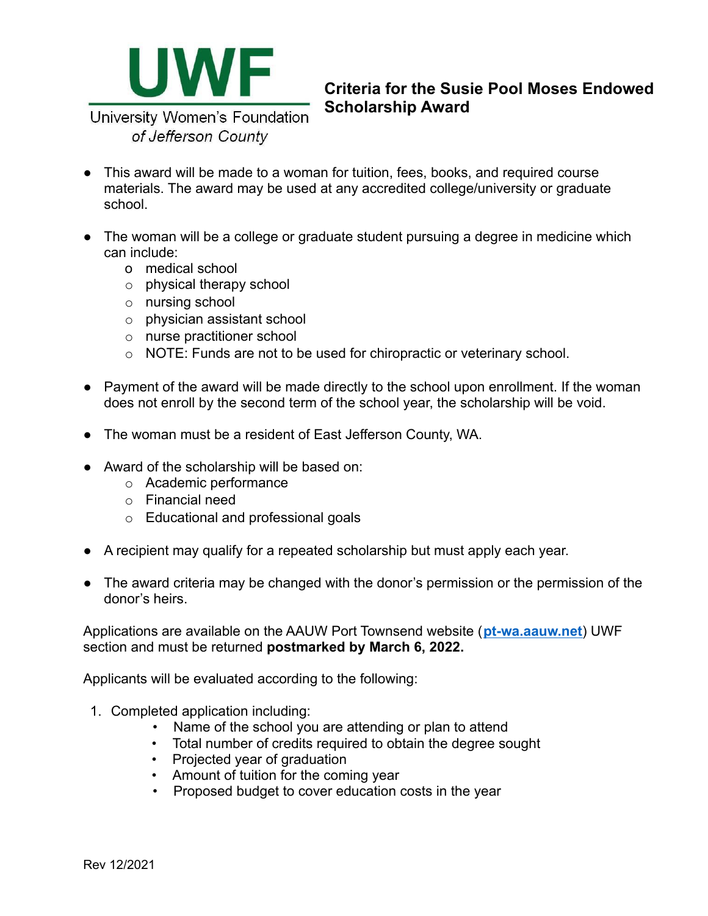**UWF**

University Women's Foundation
*of Jefferson County*

# Criteria for the Susie Pool Moses Endowed Scholarship Award

- This award will be made to a woman for tuition, fees, books, and required course materials. The award may be used at any accredited college/university or graduate school.

- The woman will be a college or graduate student pursuing a degree in medicine which can include:
  - medical school
  - physical therapy school
  - nursing school
  - physician assistant school
  - nurse practitioner school
  - NOTE: Funds are not to be used for chiropractic or veterinary school.

- Payment of the award will be made directly to the school upon enrollment. If the woman does not enroll by the second term of the school year, the scholarship will be void.

- The woman must be a resident of East Jefferson County, WA.

- Award of the scholarship will be based on:
  - Academic performance
  - Financial need
  - Educational and professional goals

- A recipient may qualify for a repeated scholarship but must apply each year.

- The award criteria may be changed with the donor's permission or the permission of the donor's heirs.

Applications are available on the AAUW Port Townsend website (**pt-wa.aauw.net**) UWF section and must be returned **postmarked by March 6, 2022.**

Applicants will be evaluated according to the following:

1. Completed application including:
   - Name of the school you are attending or plan to attend
   - Total number of credits required to obtain the degree sought
   - Projected year of graduation
   - Amount of tuition for the coming year
   - Proposed budget to cover education costs in the year

Rev 12/2021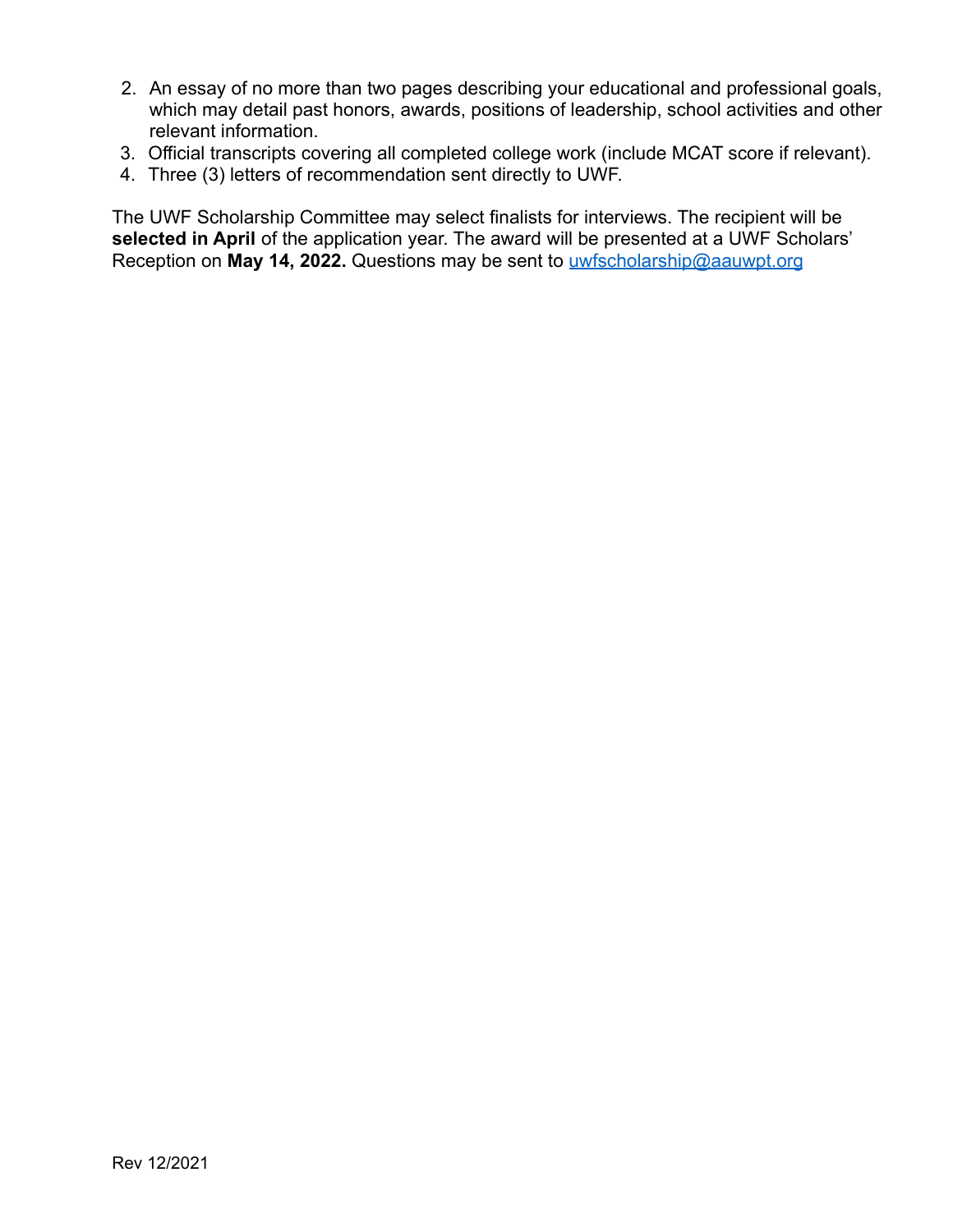2. An essay of no more than two pages describing your educational and professional goals, which may detail past honors, awards, positions of leadership, school activities and other relevant information.
3. Official transcripts covering all completed college work (include MCAT score if relevant).
4. Three (3) letters of recommendation sent directly to UWF.

The UWF Scholarship Committee may select finalists for interviews. The recipient will be **selected in April** of the application year. The award will be presented at a UWF Scholars' Reception on **May 14, 2022.** Questions may be sent to [uwfscholarship@aauwpt.org](mailto:uwfscholarship@aauwpt.org)

Rev 12/2021